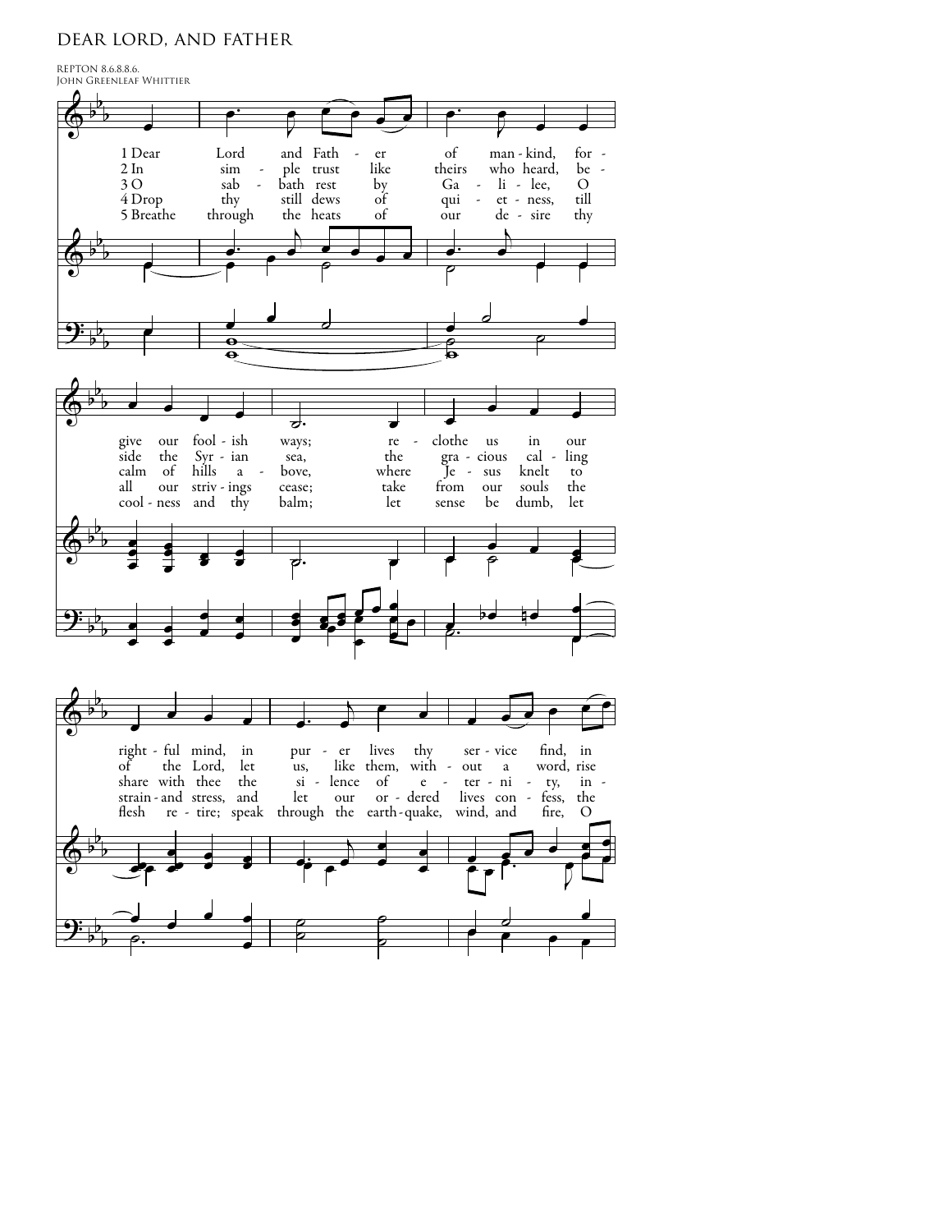# DEAR LORD, AND FATHER

REPTON 8.6.8.8.6.
John Greenleaf Whittier

1 Dear Lord and Father of mankind, forgive our foolish ways; reclothe us in our rightful mind, in purer lives thy service find, in

2 In simple trust like theirs who heard, beside the Syrian sea, the gracious calling of the Lord, let us, like them, without a word, rise

3 O sabbath rest by Galilee, O calm of hills above, where Jesus knelt to share with thee the silence of eternity, in-

4 Drop thy still dews of quietness, till all our strivings cease; take from our souls the strain and stress, and let our ordered lives confess, the

5 Breathe through the heats of our desire thy coolness and thy balm; let sense be dumb, let flesh retire; speak through the earthquake, wind, and fire, O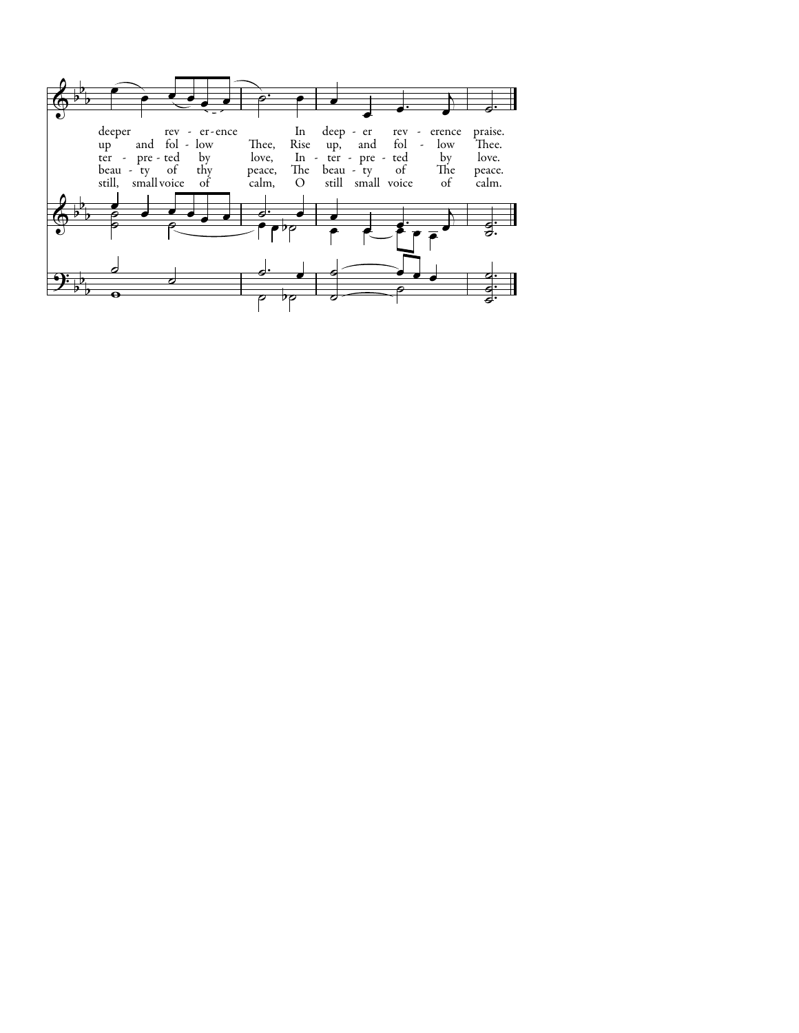deeper rev - er - ence In deep - er rev - erence praise.
up and fol - low Thee, Rise up, and fol - low Thee.
ter - pre - ted by love, In - ter - pre - ted by love.
beau - ty of thy peace, The beau - ty of The peace.
still, small voice of calm, O still small voice of calm.